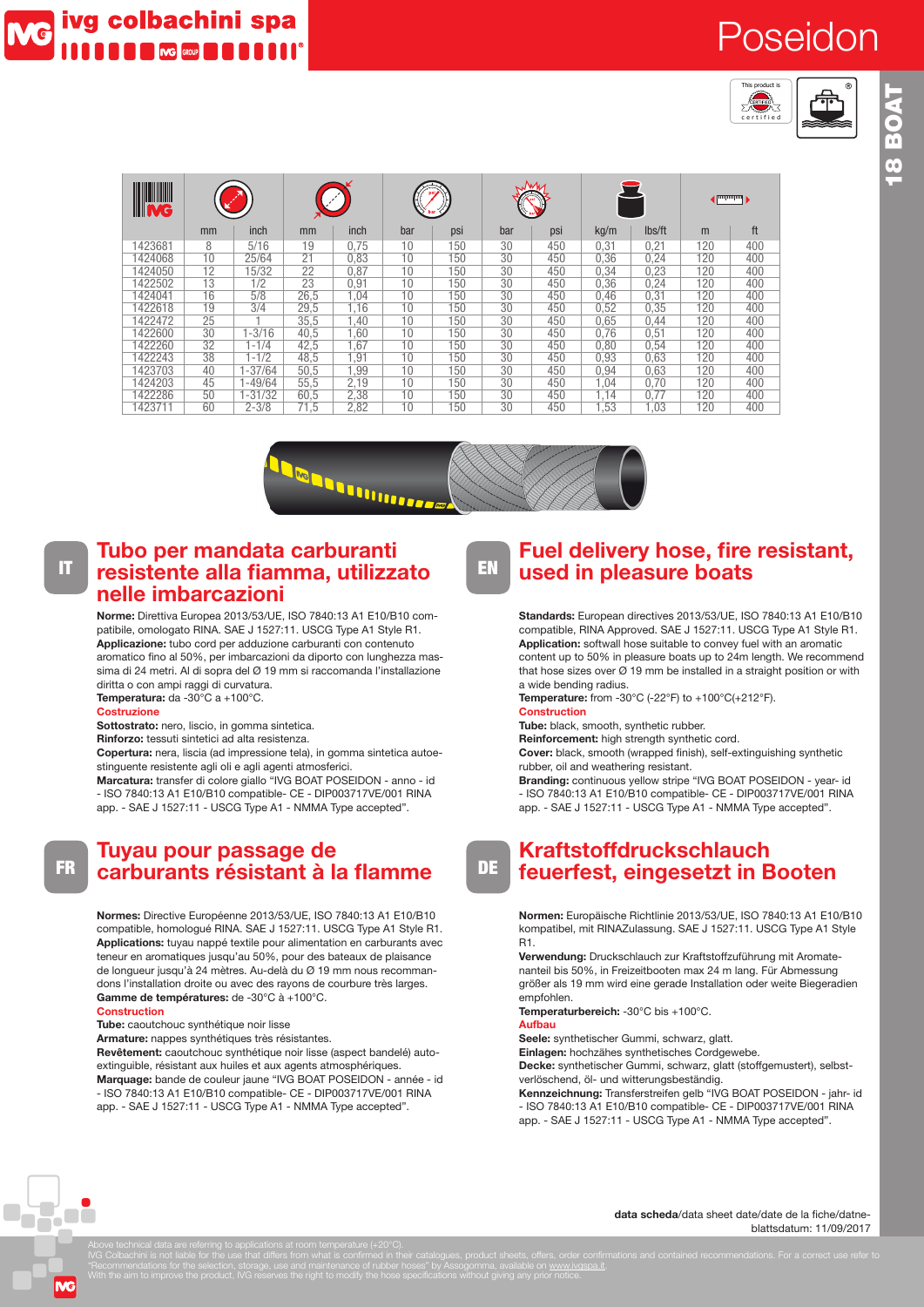# Poseidon

18 BOAT

| Code | ID mm | ID inch | OD mm | OD inch | WP bar | WP psi | BP bar | BP psi | kg/m | lbs/ft | m | ft |
|---|---|---|---|---|---|---|---|---|---|---|---|---|
| 1423681 | 8 | 5/16 | 19 | 0,75 | 10 | 150 | 30 | 450 | 0,31 | 0,21 | 120 | 400 |
| 1424068 | 10 | 25/64 | 21 | 0,83 | 10 | 150 | 30 | 450 | 0,36 | 0,24 | 120 | 400 |
| 1424050 | 12 | 15/32 | 22 | 0,87 | 10 | 150 | 30 | 450 | 0,34 | 0,23 | 120 | 400 |
| 1422502 | 13 | 1/2 | 23 | 0,91 | 10 | 150 | 30 | 450 | 0,36 | 0,24 | 120 | 400 |
| 1424041 | 16 | 5/8 | 26,5 | 1,04 | 10 | 150 | 30 | 450 | 0,46 | 0,31 | 120 | 400 |
| 1422618 | 19 | 3/4 | 29,5 | 1,16 | 10 | 150 | 30 | 450 | 0,52 | 0,35 | 120 | 400 |
| 1422472 | 25 | 1 | 35,5 | 1,40 | 10 | 150 | 30 | 450 | 0,65 | 0,44 | 120 | 400 |
| 1422600 | 30 | 1-3/16 | 40,5 | 1,60 | 10 | 150 | 30 | 450 | 0,76 | 0,51 | 120 | 400 |
| 1422260 | 32 | 1-1/4 | 42,5 | 1,67 | 10 | 150 | 30 | 450 | 0,80 | 0,54 | 120 | 400 |
| 1422243 | 38 | 1-1/2 | 48,5 | 1,91 | 10 | 150 | 30 | 450 | 0,93 | 0,63 | 120 | 400 |
| 1423703 | 40 | 1-37/64 | 50,5 | 1,99 | 10 | 150 | 30 | 450 | 0,94 | 0,63 | 120 | 400 |
| 1424203 | 45 | 1-49/64 | 55,5 | 2,19 | 10 | 150 | 30 | 450 | 1,04 | 0,70 | 120 | 400 |
| 1422286 | 50 | 1-31/32 | 60,5 | 2,38 | 10 | 150 | 30 | 450 | 1,14 | 0,77 | 120 | 400 |
| 1423711 | 60 | 2-3/8 | 71,5 | 2,82 | 10 | 150 | 30 | 450 | 1,53 | 1,03 | 120 | 400 |

## IT — Tubo per mandata carburanti resistente alla fiamma, utilizzato nelle imbarcazioni

**Norme:** Direttiva Europea 2013/53/UE, ISO 7840:13 A1 E10/B10 compatibile, omologato RINA. SAE J 1527:11. USCG Type A1 Style R1.
**Applicazione:** tubo cord per adduzione carburanti con contenuto aromatico fino al 50%, per imbarcazioni da diporto con lunghezza massima di 24 metri. Al di sopra del Ø 19 mm si raccomanda l'installazione diritta o con ampi raggi di curvatura.
**Temperatura:** da -30°C a +100°C.

**Costruzione**

**Sottostrato:** nero, liscio, in gomma sintetica.
**Rinforzo:** tessuti sintetici ad alta resistenza.
**Copertura:** nera, liscia (ad impressione tela), in gomma sintetica autoestinguente resistente agli oli e agli agenti atmosferici.
**Marcatura:** transfer di colore giallo "IVG BOAT POSEIDON - anno - id - ISO 7840:13 A1 E10/B10 compatible- CE - DIP003717VE/001 RINA app. - SAE J 1527:11 - USCG Type A1 - NMMA Type accepted".

## EN — Fuel delivery hose, fire resistant, used in pleasure boats

**Standards:** European directives 2013/53/UE, ISO 7840:13 A1 E10/B10 compatible, RINA Approved. SAE J 1527:11. USCG Type A1 Style R1.
**Application:** softwall hose suitable to convey fuel with an aromatic content up to 50% in pleasure boats up to 24m length. We recommend that hose sizes over Ø 19 mm be installed in a straight position or with a wide bending radius.
**Temperature:** from -30°C (-22°F) to +100°C(+212°F).

**Construction**

**Tube:** black, smooth, synthetic rubber.
**Reinforcement:** high strength synthetic cord.
**Cover:** black, smooth (wrapped finish), self-extinguishing synthetic rubber, oil and weathering resistant.
**Branding:** continuous yellow stripe "IVG BOAT POSEIDON - year- id - ISO 7840:13 A1 E10/B10 compatible- CE - DIP003717VE/001 RINA app. - SAE J 1527:11 - USCG Type A1 - NMMA Type accepted".

## FR — Tuyau pour passage de carburants résistant à la flamme

**Normes:** Directive Européenne 2013/53/UE, ISO 7840:13 A1 E10/B10 compatible, homologué RINA. SAE J 1527:11. USCG Type A1 Style R1.
**Applications:** tuyau nappé textile pour alimentation en carburants avec teneur en aromatiques jusqu'au 50%, pour des bateaux de plaisance de longueur jusqu'à 24 mètres. Au-delà du Ø 19 mm nous recommandons l'installation droite ou avec des rayons de courbure très larges.
**Gamme de températures:** de -30°C à +100°C.

**Construction**

**Tube:** caoutchouc synthétique noir lisse
**Armature:** nappes synthétiques très résistantes.
**Revêtement:** caoutchouc synthétique noir lisse (aspect bandelé) auto-extinguible, résistant aux huiles et aux agents atmosphériques.
**Marquage:** bande de couleur jaune "IVG BOAT POSEIDON - année - id - ISO 7840:13 A1 E10/B10 compatible- CE - DIP003717VE/001 RINA app. - SAE J 1527:11 - USCG Type A1 - NMMA Type accepted".

## DE — Kraftstoffdruckschlauch feuerfest, eingesetzt in Booten

**Normen:** Europäische Richtlinie 2013/53/UE, ISO 7840:13 A1 E10/B10 kompatibel, mit RINAZulassung. SAE J 1527:11. USCG Type A1 Style R1.
**Verwendung:** Druckschlauch zur Kraftstoffzuführung mit Aromateanteil bis 50%, in Freizeitbooten max 24 m lang. Für Abmessung größer als 19 mm wird eine gerade Installation oder weite Biegeradien empfohlen.
**Temperaturbereich:** -30°C bis +100°C.

**Aufbau**

**Seele:** synthetischer Gummi, schwarz, glatt.
**Einlagen:** hochzähes synthetisches Cordgewebe.
**Decke:** synthetischer Gummi, schwarz, glatt (stoffgemustert), selbstverlöschend, öl- und witterungsbeständig.
**Kennzeichnung:** Transferstreifen gelb "IVG BOAT POSEIDON - jahr- id - ISO 7840:13 A1 E10/B10 compatible- CE - DIP003717VE/001 RINA app. - SAE J 1527:11 - USCG Type A1 - NMMA Type accepted".

**data scheda**/data sheet date/date de la fiche/datneblattsdatum: 11/09/2017

Above technical data are referring to applications at room temperature (+20°C).
IVG Colbachini is not liable for the use that differs from what is confirmed in their catalogues, product sheets, offers, order confirmations and contained recommendations. For a correct use refer to "Recommendations for the selection, storage, use and maintenance of rubber hoses" by Assogomma, available on www.ivgspa.it.
With the aim to improve the product, IVG reserves the right to modify the hose specifications without giving any prior notice.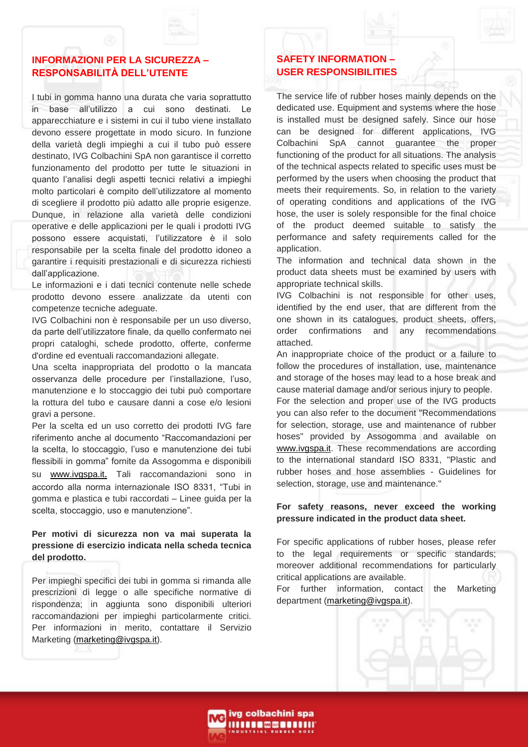## INFORMAZIONI PER LA SICUREZZA – RESPONSABILITÀ DELL'UTENTE

I tubi in gomma hanno una durata che varia soprattutto in base all'utilizzo a cui sono destinati. Le apparecchiature e i sistemi in cui il tubo viene installato devono essere progettate in modo sicuro. In funzione della varietà degli impieghi a cui il tubo può essere destinato, IVG Colbachini SpA non garantisce il corretto funzionamento del prodotto per tutte le situazioni in quanto l'analisi degli aspetti tecnici relativi a impieghi molto particolari è compito dell'utilizzatore al momento di scegliere il prodotto più adatto alle proprie esigenze. Dunque, in relazione alla varietà delle condizioni operative e delle applicazioni per le quali i prodotti IVG possono essere acquistati, l'utilizzatore è il solo responsabile per la scelta finale del prodotto idoneo a garantire i requisiti prestazionali e di sicurezza richiesti dall'applicazione.

Le informazioni e i dati tecnici contenute nelle schede prodotto devono essere analizzate da utenti con competenze tecniche adeguate.

IVG Colbachini non è responsabile per un uso diverso, da parte dell'utilizzatore finale, da quello confermato nei propri cataloghi, schede prodotto, offerte, conferme d'ordine ed eventuali raccomandazioni allegate.

Una scelta inappropriata del prodotto o la mancata osservanza delle procedure per l'installazione, l'uso, manutenzione e lo stoccaggio dei tubi può comportare la rottura del tubo e causare danni a cose e/o lesioni gravi a persone.

Per la scelta ed un uso corretto dei prodotti IVG fare riferimento anche al documento "Raccomandazioni per la scelta, lo stoccaggio, l'uso e manutenzione dei tubi flessibili in gomma" fornite da Assogomma e disponibili su www.ivgspa.it. Tali raccomandazioni sono in accordo alla norma internazionale ISO 8331, "Tubi in gomma e plastica e tubi raccordati – Linee guida per la scelta, stoccaggio, uso e manutenzione".

**Per motivi di sicurezza non va mai superata la pressione di esercizio indicata nella scheda tecnica del prodotto.**

Per impieghi specifici dei tubi in gomma si rimanda alle prescrizioni di legge o alle specifiche normative di rispondenza; in aggiunta sono disponibili ulteriori raccomandazioni per impieghi particolarmente critici. Per informazioni in merito, contattare il Servizio Marketing (marketing@ivgspa.it).

## SAFETY INFORMATION – USER RESPONSIBILITIES

The service life of rubber hoses mainly depends on the dedicated use. Equipment and systems where the hose is installed must be designed safely. Since our hose can be designed for different applications, IVG Colbachini SpA cannot guarantee the proper functioning of the product for all situations. The analysis of the technical aspects related to specific uses must be performed by the users when choosing the product that meets their requirements. So, in relation to the variety of operating conditions and applications of the IVG hose, the user is solely responsible for the final choice of the product deemed suitable to satisfy the performance and safety requirements called for the application.

The information and technical data shown in the product data sheets must be examined by users with appropriate technical skills.

IVG Colbachini is not responsible for other uses, identified by the end user, that are different from the one shown in its catalogues, product sheets, offers, order confirmations and any recommendations attached.

An inappropriate choice of the product or a failure to follow the procedures of installation, use, maintenance and storage of the hoses may lead to a hose break and cause material damage and/or serious injury to people.

For the selection and proper use of the IVG products you can also refer to the document "Recommendations for selection, storage, use and maintenance of rubber hoses" provided by Assogomma and available on www.ivgspa.it. These recommendations are according to the international standard ISO 8331, "Plastic and rubber hoses and hose assemblies - Guidelines for selection, storage, use and maintenance."

**For safety reasons, never exceed the working pressure indicated in the product data sheet.**

For specific applications of rubber hoses, please refer to the legal requirements or specific standards; moreover additional recommendations for particularly critical applications are available.

For further information, contact the Marketing department (marketing@ivgspa.it).